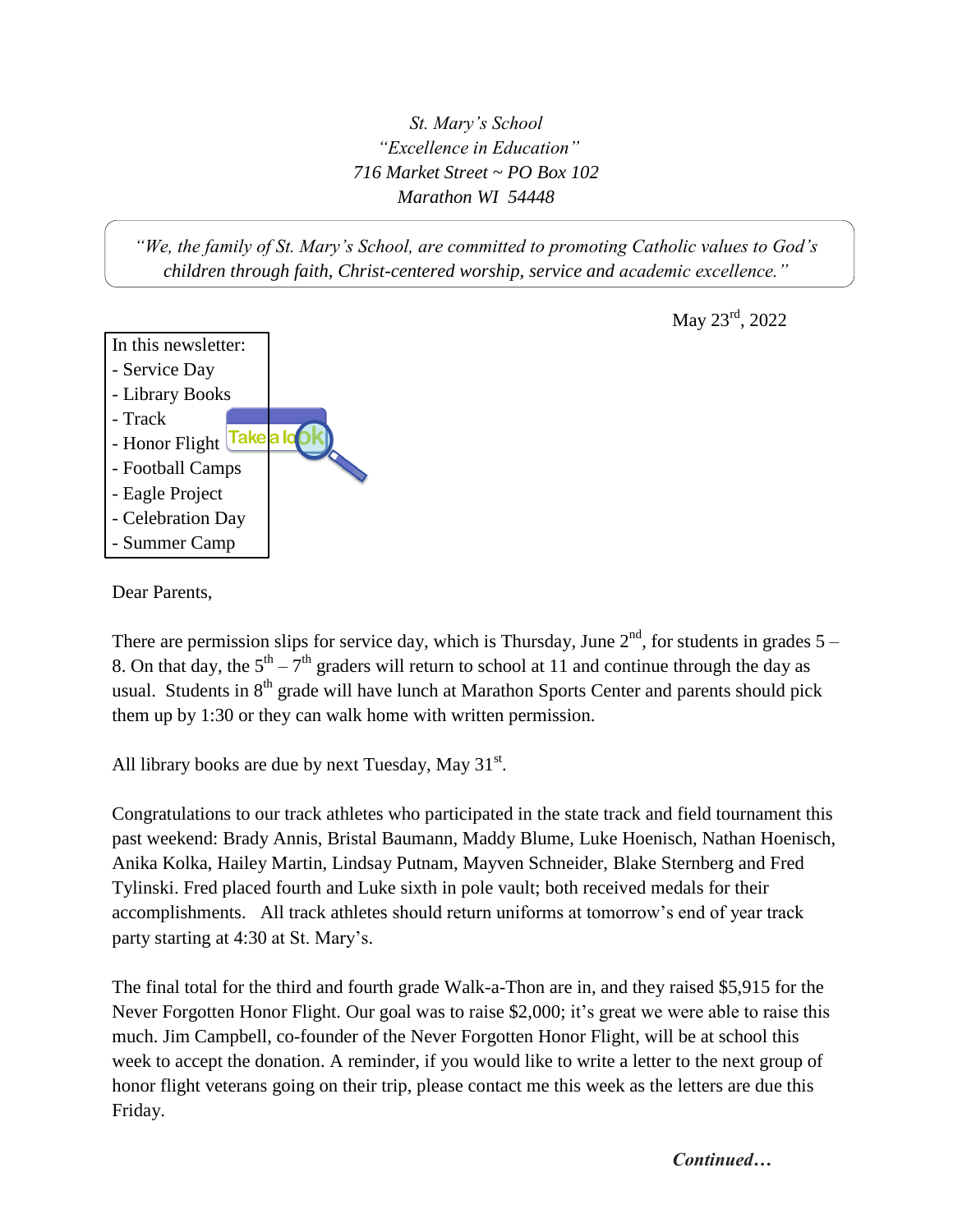*St. Mary's School*
*"Excellence in Education"*
*716 Market Street ~ PO Box 102*
*Marathon WI 54448*

*"We, the family of St. Mary's School, are committed to promoting Catholic values to God's children through faith, Christ-centered worship, service and academic excellence."*

May 23rd, 2022

In this newsletter:
- Service Day
- Library Books
- Track
- Honor Flight
- Football Camps
- Eagle Project
- Celebration Day
- Summer Camp

Take a look

Dear Parents,

There are permission slips for service day, which is Thursday, June 2nd, for students in grades 5 – 8. On that day, the 5th – 7th graders will return to school at 11 and continue through the day as usual. Students in 8th grade will have lunch at Marathon Sports Center and parents should pick them up by 1:30 or they can walk home with written permission.

All library books are due by next Tuesday, May 31st.

Congratulations to our track athletes who participated in the state track and field tournament this past weekend: Brady Annis, Bristal Baumann, Maddy Blume, Luke Hoenisch, Nathan Hoenisch, Anika Kolka, Hailey Martin, Lindsay Putnam, Mayven Schneider, Blake Sternberg and Fred Tylinski. Fred placed fourth and Luke sixth in pole vault; both received medals for their accomplishments. All track athletes should return uniforms at tomorrow's end of year track party starting at 4:30 at St. Mary's.

The final total for the third and fourth grade Walk-a-Thon are in, and they raised $5,915 for the Never Forgotten Honor Flight. Our goal was to raise $2,000; it's great we were able to raise this much. Jim Campbell, co-founder of the Never Forgotten Honor Flight, will be at school this week to accept the donation. A reminder, if you would like to write a letter to the next group of honor flight veterans going on their trip, please contact me this week as the letters are due this Friday.

***Continued…***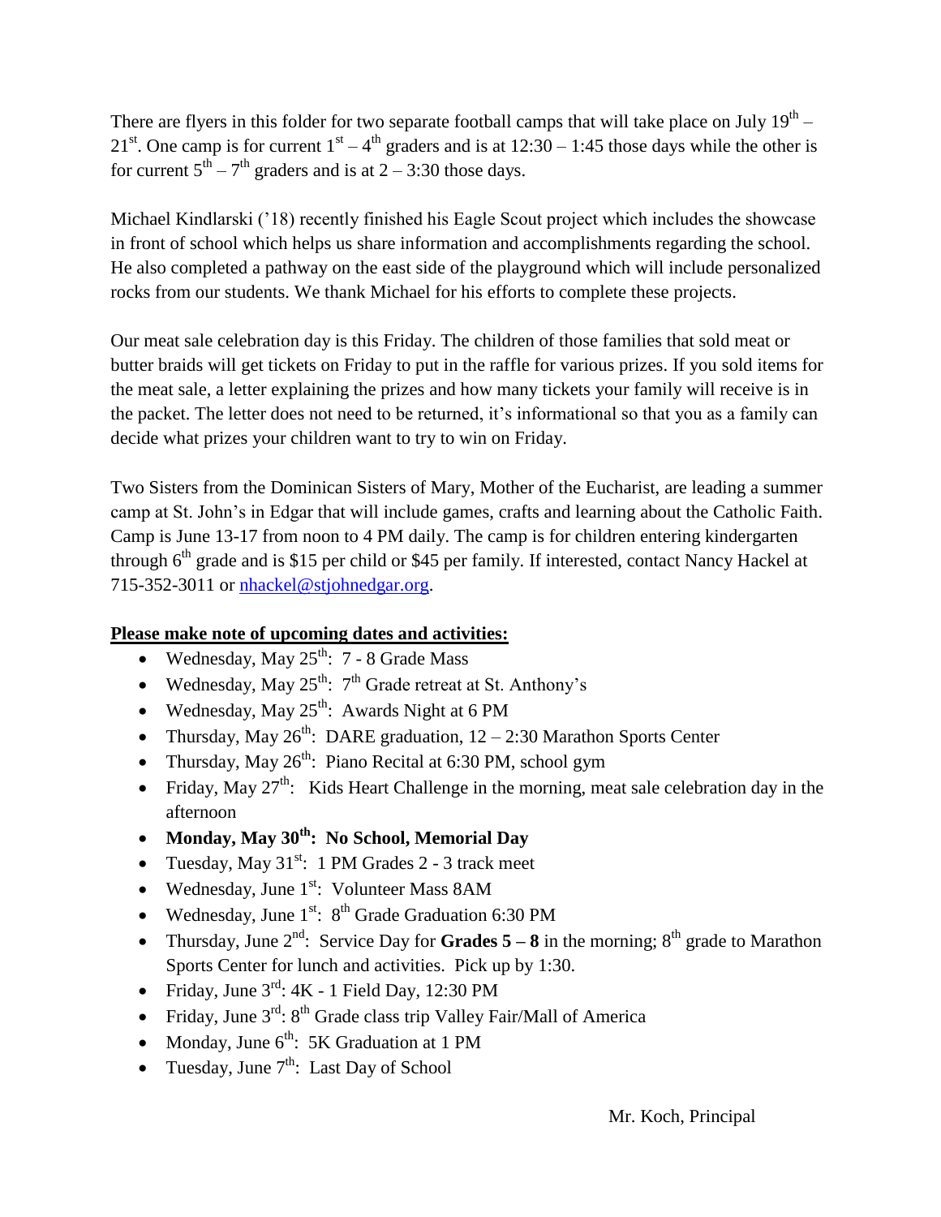There are flyers in this folder for two separate football camps that will take place on July 19th – 21st. One camp is for current 1st – 4th graders and is at 12:30 – 1:45 those days while the other is for current 5th – 7th graders and is at 2 – 3:30 those days.

Michael Kindlarski ('18) recently finished his Eagle Scout project which includes the showcase in front of school which helps us share information and accomplishments regarding the school. He also completed a pathway on the east side of the playground which will include personalized rocks from our students. We thank Michael for his efforts to complete these projects.

Our meat sale celebration day is this Friday. The children of those families that sold meat or butter braids will get tickets on Friday to put in the raffle for various prizes. If you sold items for the meat sale, a letter explaining the prizes and how many tickets your family will receive is in the packet. The letter does not need to be returned, it's informational so that you as a family can decide what prizes your children want to try to win on Friday.

Two Sisters from the Dominican Sisters of Mary, Mother of the Eucharist, are leading a summer camp at St. John's in Edgar that will include games, crafts and learning about the Catholic Faith. Camp is June 13-17 from noon to 4 PM daily. The camp is for children entering kindergarten through 6th grade and is $15 per child or $45 per family. If interested, contact Nancy Hackel at 715-352-3011 or nhackel@stjohnedgar.org.

**Please make note of upcoming dates and activities:**

- Wednesday, May 25th: 7 - 8 Grade Mass
- Wednesday, May 25th: 7th Grade retreat at St. Anthony's
- Wednesday, May 25th: Awards Night at 6 PM
- Thursday, May 26th: DARE graduation, 12 – 2:30 Marathon Sports Center
- Thursday, May 26th: Piano Recital at 6:30 PM, school gym
- Friday, May 27th: Kids Heart Challenge in the morning, meat sale celebration day in the afternoon
- **Monday, May 30th: No School, Memorial Day**
- Tuesday, May 31st: 1 PM Grades 2 - 3 track meet
- Wednesday, June 1st: Volunteer Mass 8AM
- Wednesday, June 1st: 8th Grade Graduation 6:30 PM
- Thursday, June 2nd: Service Day for **Grades 5 – 8** in the morning; 8th grade to Marathon Sports Center for lunch and activities. Pick up by 1:30.
- Friday, June 3rd: 4K - 1 Field Day, 12:30 PM
- Friday, June 3rd: 8th Grade class trip Valley Fair/Mall of America
- Monday, June 6th: 5K Graduation at 1 PM
- Tuesday, June 7th: Last Day of School

Mr. Koch, Principal